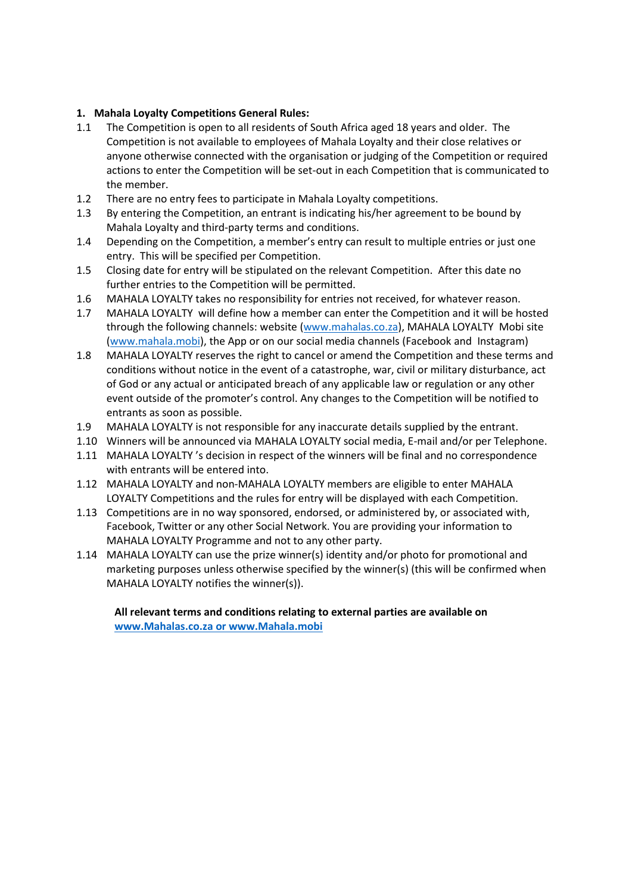## 1. Mahala Loyalty Competitions General Rules:

1.1 The Competition is open to all residents of South Africa aged 18 years and older. The Competition is not available to employees of Mahala Loyalty and their close relatives or anyone otherwise connected with the organisation or judging of the Competition or required actions to enter the Competition will be set-out in each Competition that is communicated to the member.

1.2 There are no entry fees to participate in Mahala Loyalty competitions.

1.3 By entering the Competition, an entrant is indicating his/her agreement to be bound by Mahala Loyalty and third-party terms and conditions.

1.4 Depending on the Competition, a member's entry can result to multiple entries or just one entry. This will be specified per Competition.

1.5 Closing date for entry will be stipulated on the relevant Competition. After this date no further entries to the Competition will be permitted.

1.6 MAHALA LOYALTY takes no responsibility for entries not received, for whatever reason.

1.7 MAHALA LOYALTY will define how a member can enter the Competition and it will be hosted through the following channels: website ([www.mahalas.co.za](http://www.mahalas.co.za)), MAHALA LOYALTY Mobi site ([www.mahala.mobi](http://www.mahala.mobi)), the App or on our social media channels (Facebook and Instagram)

1.8 MAHALA LOYALTY reserves the right to cancel or amend the Competition and these terms and conditions without notice in the event of a catastrophe, war, civil or military disturbance, act of God or any actual or anticipated breach of any applicable law or regulation or any other event outside of the promoter's control. Any changes to the Competition will be notified to entrants as soon as possible.

1.9 MAHALA LOYALTY is not responsible for any inaccurate details supplied by the entrant.

1.10 Winners will be announced via MAHALA LOYALTY social media, E-mail and/or per Telephone.

1.11 MAHALA LOYALTY 's decision in respect of the winners will be final and no correspondence with entrants will be entered into.

1.12 MAHALA LOYALTY and non-MAHALA LOYALTY members are eligible to enter MAHALA LOYALTY Competitions and the rules for entry will be displayed with each Competition.

1.13 Competitions are in no way sponsored, endorsed, or administered by, or associated with, Facebook, Twitter or any other Social Network. You are providing your information to MAHALA LOYALTY Programme and not to any other party.

1.14 MAHALA LOYALTY can use the prize winner(s) identity and/or photo for promotional and marketing purposes unless otherwise specified by the winner(s) (this will be confirmed when MAHALA LOYALTY notifies the winner(s)).

**All relevant terms and conditions relating to external parties are available on [www.Mahalas.co.za or www.Mahala.mobi](http://www.Mahalas.co.za)**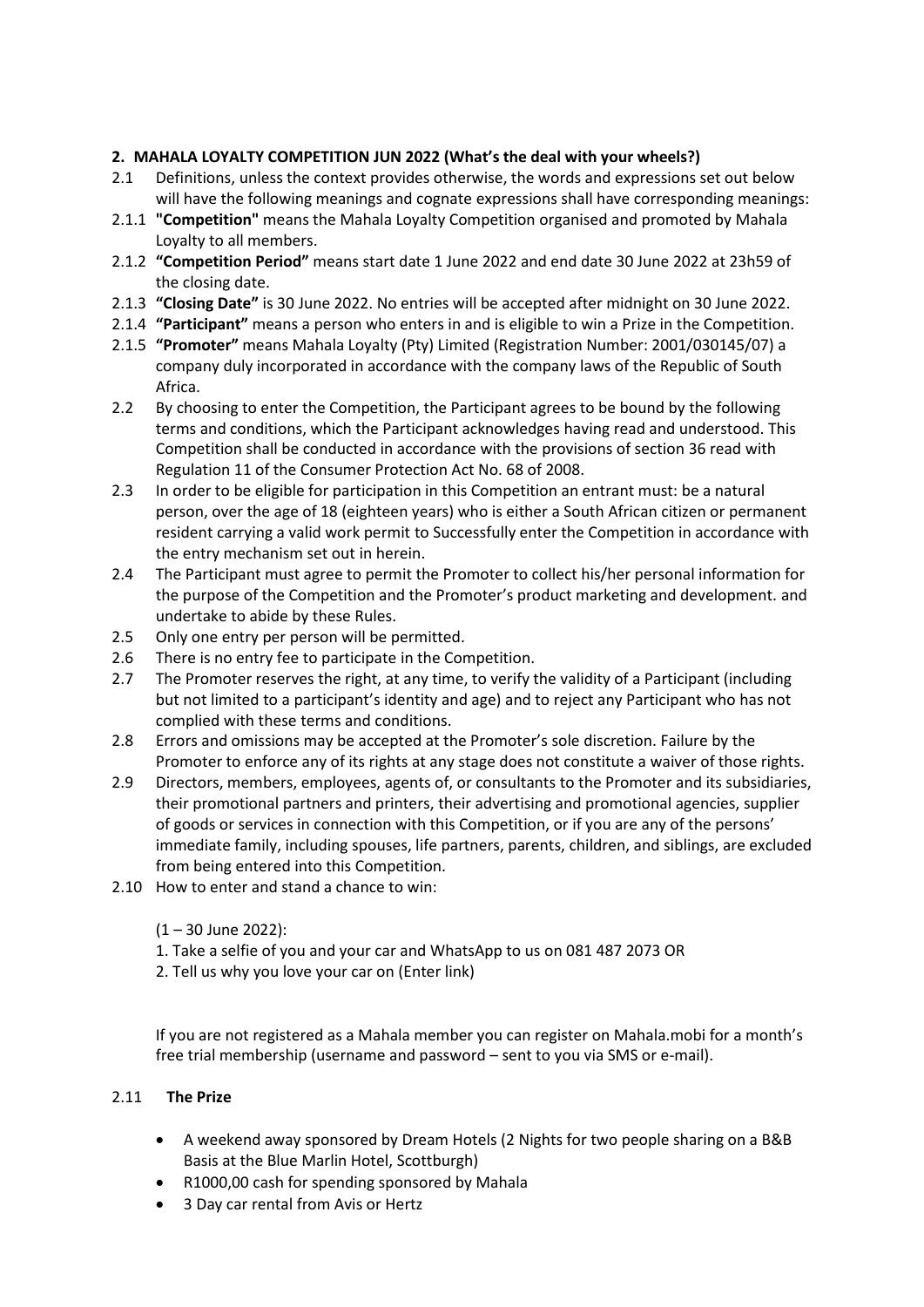## 2. MAHALA LOYALTY COMPETITION JUN 2022 (What's the deal with your wheels?)

2.1 Definitions, unless the context provides otherwise, the words and expressions set out below will have the following meanings and cognate expressions shall have corresponding meanings:

2.1.1 **"Competition"** means the Mahala Loyalty Competition organised and promoted by Mahala Loyalty to all members.

2.1.2 **"Competition Period"** means start date 1 June 2022 and end date 30 June 2022 at 23h59 of the closing date.

2.1.3 **"Closing Date"** is 30 June 2022. No entries will be accepted after midnight on 30 June 2022.

2.1.4 **"Participant"** means a person who enters in and is eligible to win a Prize in the Competition.

2.1.5 **"Promoter"** means Mahala Loyalty (Pty) Limited (Registration Number: 2001/030145/07) a company duly incorporated in accordance with the company laws of the Republic of South Africa.

2.2 By choosing to enter the Competition, the Participant agrees to be bound by the following terms and conditions, which the Participant acknowledges having read and understood. This Competition shall be conducted in accordance with the provisions of section 36 read with Regulation 11 of the Consumer Protection Act No. 68 of 2008.

2.3 In order to be eligible for participation in this Competition an entrant must: be a natural person, over the age of 18 (eighteen years) who is either a South African citizen or permanent resident carrying a valid work permit to Successfully enter the Competition in accordance with the entry mechanism set out in herein.

2.4 The Participant must agree to permit the Promoter to collect his/her personal information for the purpose of the Competition and the Promoter's product marketing and development. and undertake to abide by these Rules.

2.5 Only one entry per person will be permitted.

2.6 There is no entry fee to participate in the Competition.

2.7 The Promoter reserves the right, at any time, to verify the validity of a Participant (including but not limited to a participant's identity and age) and to reject any Participant who has not complied with these terms and conditions.

2.8 Errors and omissions may be accepted at the Promoter's sole discretion. Failure by the Promoter to enforce any of its rights at any stage does not constitute a waiver of those rights.

2.9 Directors, members, employees, agents of, or consultants to the Promoter and its subsidiaries, their promotional partners and printers, their advertising and promotional agencies, supplier of goods or services in connection with this Competition, or if you are any of the persons' immediate family, including spouses, life partners, parents, children, and siblings, are excluded from being entered into this Competition.

2.10 How to enter and stand a chance to win:

(1 – 30 June 2022):

1. Take a selfie of you and your car and WhatsApp to us on 081 487 2073 OR
2. Tell us why you love your car on (Enter link)

If you are not registered as a Mahala member you can register on Mahala.mobi for a month's free trial membership (username and password – sent to you via SMS or e-mail).

2.11 **The Prize**

- A weekend away sponsored by Dream Hotels (2 Nights for two people sharing on a B&B Basis at the Blue Marlin Hotel, Scottburgh)
- R1000,00 cash for spending sponsored by Mahala
- 3 Day car rental from Avis or Hertz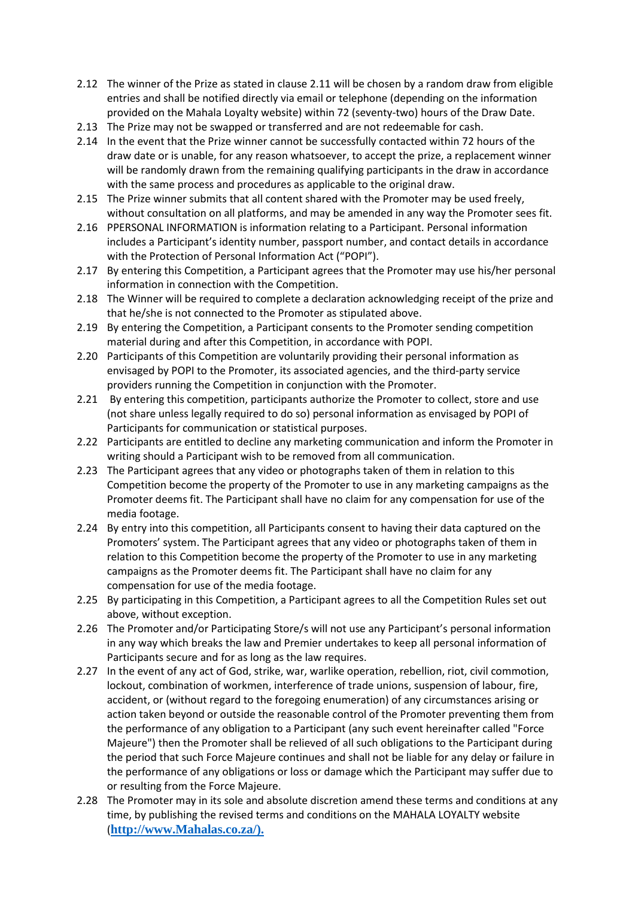2.12 The winner of the Prize as stated in clause 2.11 will be chosen by a random draw from eligible entries and shall be notified directly via email or telephone (depending on the information provided on the Mahala Loyalty website) within 72 (seventy-two) hours of the Draw Date.

2.13 The Prize may not be swapped or transferred and are not redeemable for cash.

2.14 In the event that the Prize winner cannot be successfully contacted within 72 hours of the draw date or is unable, for any reason whatsoever, to accept the prize, a replacement winner will be randomly drawn from the remaining qualifying participants in the draw in accordance with the same process and procedures as applicable to the original draw.

2.15 The Prize winner submits that all content shared with the Promoter may be used freely, without consultation on all platforms, and may be amended in any way the Promoter sees fit.

2.16 PPERSONAL INFORMATION is information relating to a Participant. Personal information includes a Participant's identity number, passport number, and contact details in accordance with the Protection of Personal Information Act ("POPI").

2.17 By entering this Competition, a Participant agrees that the Promoter may use his/her personal information in connection with the Competition.

2.18 The Winner will be required to complete a declaration acknowledging receipt of the prize and that he/she is not connected to the Promoter as stipulated above.

2.19 By entering the Competition, a Participant consents to the Promoter sending competition material during and after this Competition, in accordance with POPI.

2.20 Participants of this Competition are voluntarily providing their personal information as envisaged by POPI to the Promoter, its associated agencies, and the third-party service providers running the Competition in conjunction with the Promoter.

2.21 By entering this competition, participants authorize the Promoter to collect, store and use (not share unless legally required to do so) personal information as envisaged by POPI of Participants for communication or statistical purposes.

2.22 Participants are entitled to decline any marketing communication and inform the Promoter in writing should a Participant wish to be removed from all communication.

2.23 The Participant agrees that any video or photographs taken of them in relation to this Competition become the property of the Promoter to use in any marketing campaigns as the Promoter deems fit. The Participant shall have no claim for any compensation for use of the media footage.

2.24 By entry into this competition, all Participants consent to having their data captured on the Promoters' system. The Participant agrees that any video or photographs taken of them in relation to this Competition become the property of the Promoter to use in any marketing campaigns as the Promoter deems fit. The Participant shall have no claim for any compensation for use of the media footage.

2.25 By participating in this Competition, a Participant agrees to all the Competition Rules set out above, without exception.

2.26 The Promoter and/or Participating Store/s will not use any Participant's personal information in any way which breaks the law and Premier undertakes to keep all personal information of Participants secure and for as long as the law requires.

2.27 In the event of any act of God, strike, war, warlike operation, rebellion, riot, civil commotion, lockout, combination of workmen, interference of trade unions, suspension of labour, fire, accident, or (without regard to the foregoing enumeration) of any circumstances arising or action taken beyond or outside the reasonable control of the Promoter preventing them from the performance of any obligation to a Participant (any such event hereinafter called "Force Majeure") then the Promoter shall be relieved of all such obligations to the Participant during the period that such Force Majeure continues and shall not be liable for any delay or failure in the performance of any obligations or loss or damage which the Participant may suffer due to or resulting from the Force Majeure.

2.28 The Promoter may in its sole and absolute discretion amend these terms and conditions at any time, by publishing the revised terms and conditions on the MAHALA LOYALTY website (**http://www.Mahalas.co.za/).**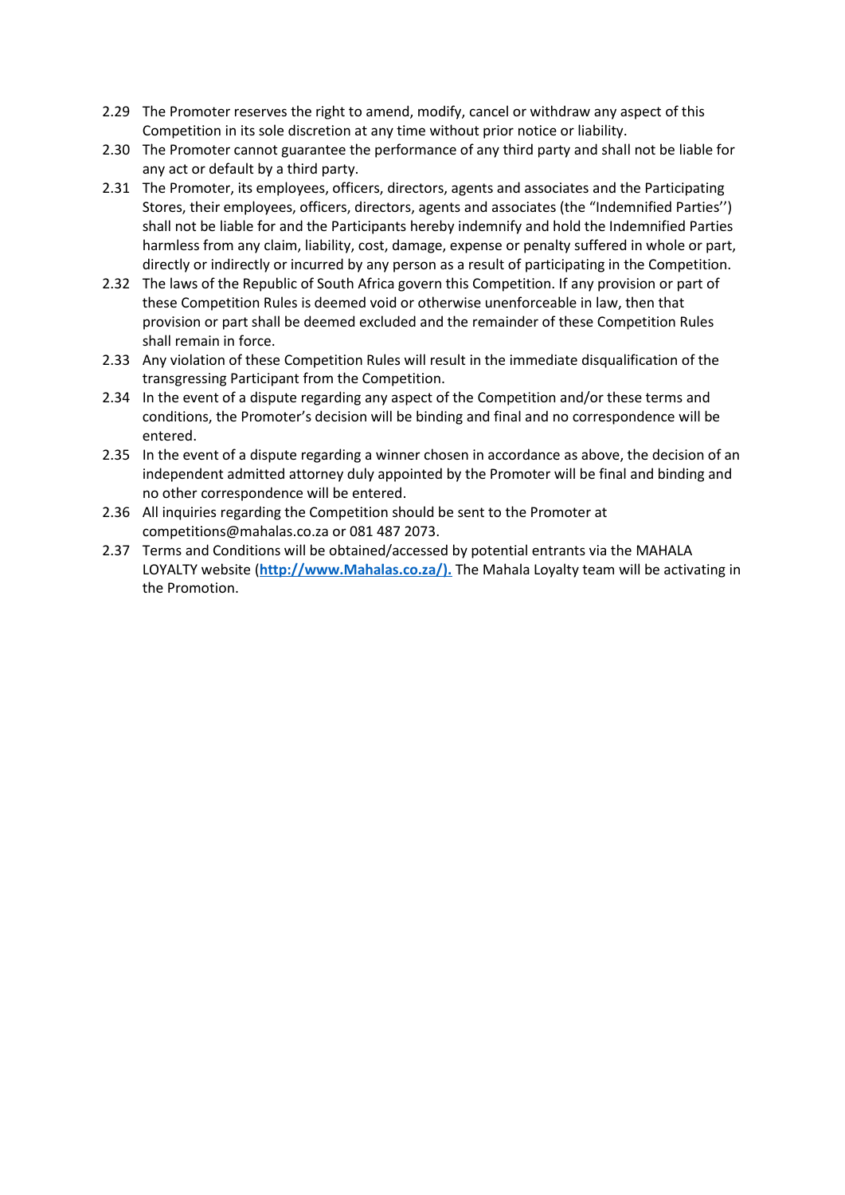2.29 The Promoter reserves the right to amend, modify, cancel or withdraw any aspect of this Competition in its sole discretion at any time without prior notice or liability.

2.30 The Promoter cannot guarantee the performance of any third party and shall not be liable for any act or default by a third party.

2.31 The Promoter, its employees, officers, directors, agents and associates and the Participating Stores, their employees, officers, directors, agents and associates (the "Indemnified Parties'') shall not be liable for and the Participants hereby indemnify and hold the Indemnified Parties harmless from any claim, liability, cost, damage, expense or penalty suffered in whole or part, directly or indirectly or incurred by any person as a result of participating in the Competition.

2.32 The laws of the Republic of South Africa govern this Competition. If any provision or part of these Competition Rules is deemed void or otherwise unenforceable in law, then that provision or part shall be deemed excluded and the remainder of these Competition Rules shall remain in force.

2.33 Any violation of these Competition Rules will result in the immediate disqualification of the transgressing Participant from the Competition.

2.34 In the event of a dispute regarding any aspect of the Competition and/or these terms and conditions, the Promoter's decision will be binding and final and no correspondence will be entered.

2.35 In the event of a dispute regarding a winner chosen in accordance as above, the decision of an independent admitted attorney duly appointed by the Promoter will be final and binding and no other correspondence will be entered.

2.36 All inquiries regarding the Competition should be sent to the Promoter at competitions@mahalas.co.za or 081 487 2073.

2.37 Terms and Conditions will be obtained/accessed by potential entrants via the MAHALA LOYALTY website (**http://www.Mahalas.co.za/).** The Mahala Loyalty team will be activating in the Promotion.